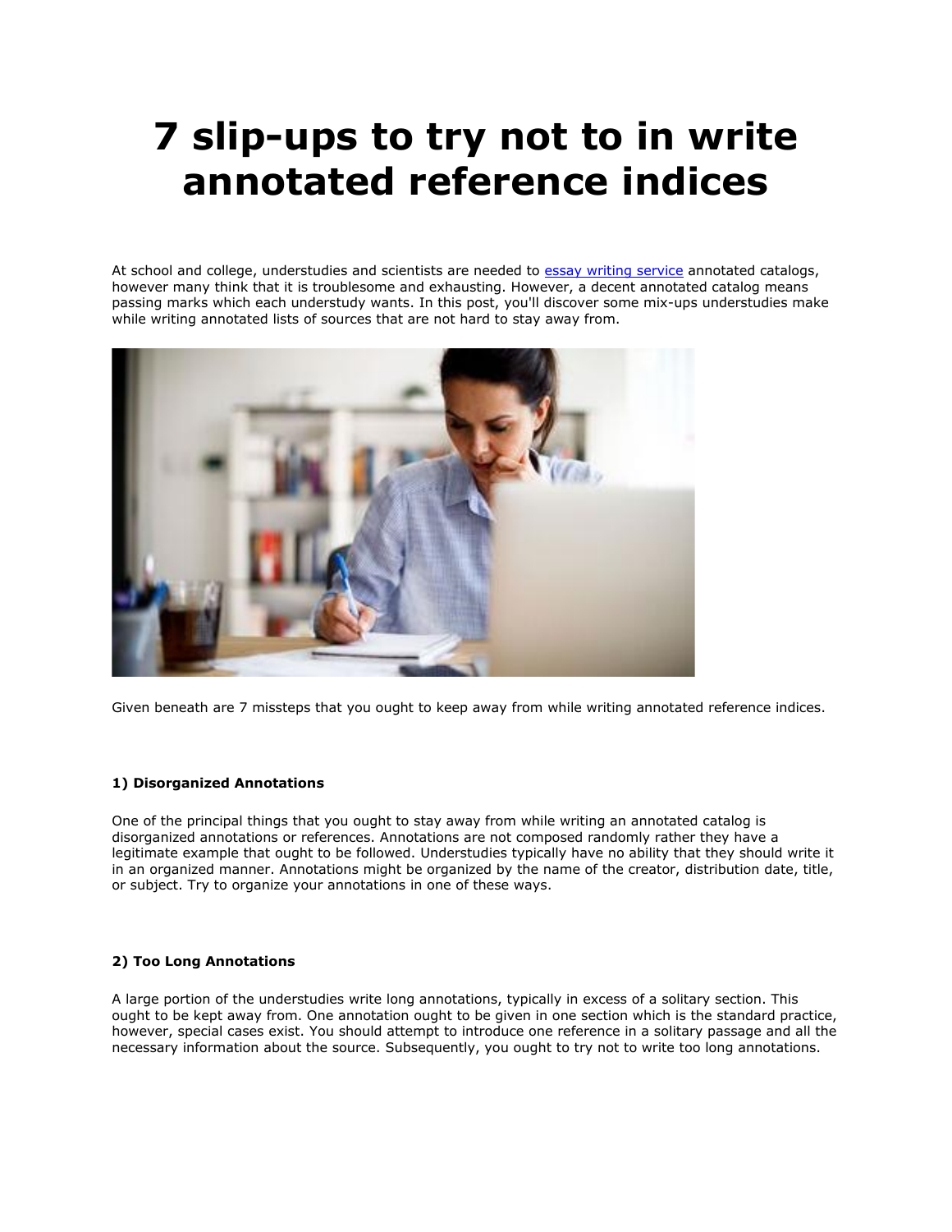# 7 slip-ups to try not to in write annotated reference indices

At school and college, understudies and scientists are needed to [essay writing service] annotated catalogs, however many think that it is troublesome and exhausting. However, a decent annotated catalog means passing marks which each understudy wants. In this post, you'll discover some mix-ups understudies make while writing annotated lists of sources that are not hard to stay away from.

Given beneath are 7 missteps that you ought to keep away from while writing annotated reference indices.

**1) Disorganized Annotations**

One of the principal things that you ought to stay away from while writing an annotated catalog is disorganized annotations or references. Annotations are not composed randomly rather they have a legitimate example that ought to be followed. Understudies typically have no ability that they should write it in an organized manner. Annotations might be organized by the name of the creator, distribution date, title, or subject. Try to organize your annotations in one of these ways.

**2) Too Long Annotations**

A large portion of the understudies write long annotations, typically in excess of a solitary section. This ought to be kept away from. One annotation ought to be given in one section which is the standard practice, however, special cases exist. You should attempt to introduce one reference in a solitary passage and all the necessary information about the source. Subsequently, you ought to try not to write too long annotations.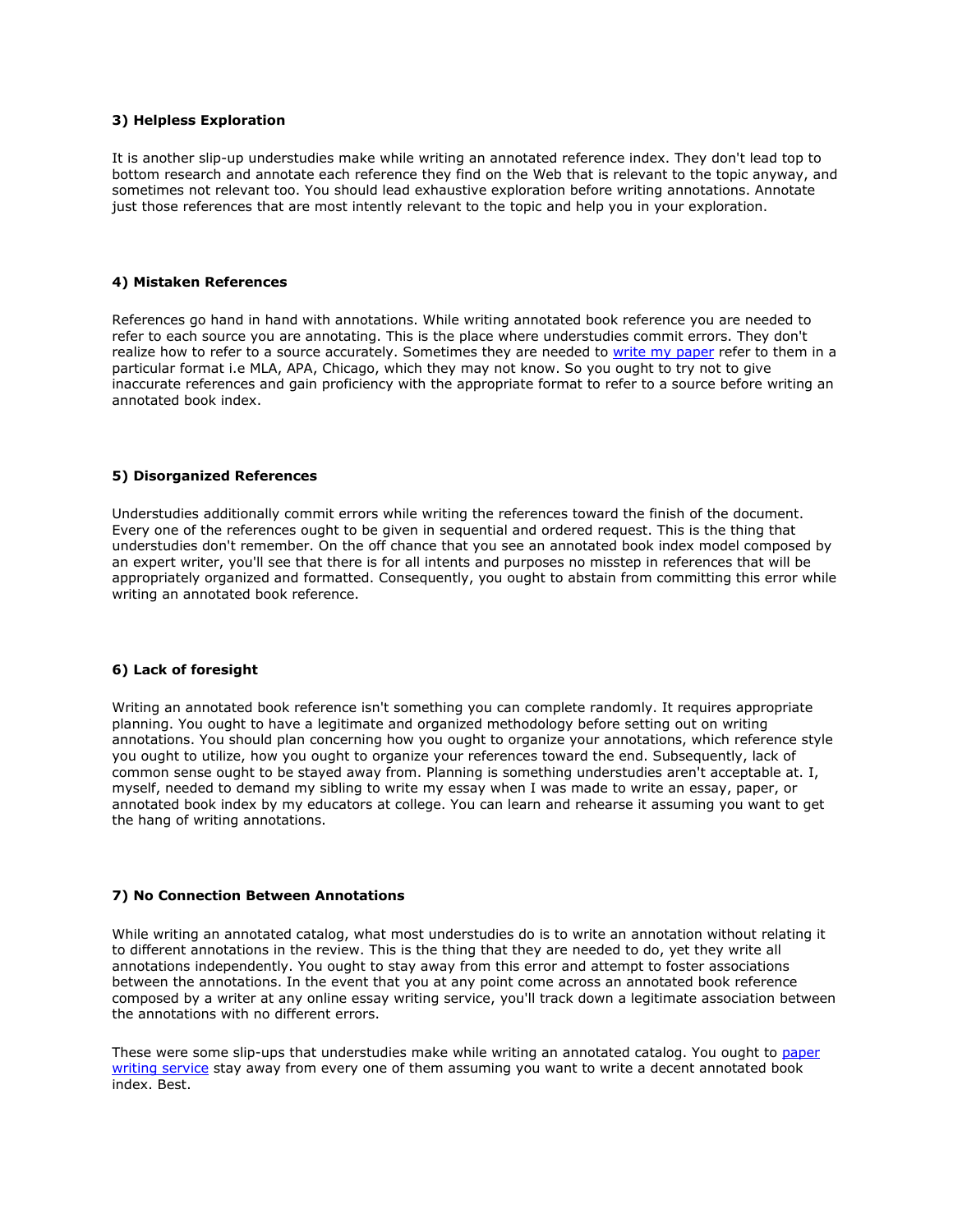**3) Helpless Exploration**

It is another slip-up understudies make while writing an annotated reference index. They don't lead top to bottom research and annotate each reference they find on the Web that is relevant to the topic anyway, and sometimes not relevant too. You should lead exhaustive exploration before writing annotations. Annotate just those references that are most intently relevant to the topic and help you in your exploration.

**4) Mistaken References**

References go hand in hand with annotations. While writing annotated book reference you are needed to refer to each source you are annotating. This is the place where understudies commit errors. They don't realize how to refer to a source accurately. Sometimes they are needed to [write my paper] refer to them in a particular format i.e MLA, APA, Chicago, which they may not know. So you ought to try not to give inaccurate references and gain proficiency with the appropriate format to refer to a source before writing an annotated book index.

**5) Disorganized References**

Understudies additionally commit errors while writing the references toward the finish of the document. Every one of the references ought to be given in sequential and ordered request. This is the thing that understudies don't remember. On the off chance that you see an annotated book index model composed by an expert writer, you'll see that there is for all intents and purposes no misstep in references that will be appropriately organized and formatted. Consequently, you ought to abstain from committing this error while writing an annotated book reference.

**6) Lack of foresight**

Writing an annotated book reference isn't something you can complete randomly. It requires appropriate planning. You ought to have a legitimate and organized methodology before setting out on writing annotations. You should plan concerning how you ought to organize your annotations, which reference style you ought to utilize, how you ought to organize your references toward the end. Subsequently, lack of common sense ought to be stayed away from. Planning is something understudies aren't acceptable at. I, myself, needed to demand my sibling to write my essay when I was made to write an essay, paper, or annotated book index by my educators at college. You can learn and rehearse it assuming you want to get the hang of writing annotations.

**7) No Connection Between Annotations**

While writing an annotated catalog, what most understudies do is to write an annotation without relating it to different annotations in the review. This is the thing that they are needed to do, yet they write all annotations independently. You ought to stay away from this error and attempt to foster associations between the annotations. In the event that you at any point come across an annotated book reference composed by a writer at any online essay writing service, you'll track down a legitimate association between the annotations with no different errors.

These were some slip-ups that understudies make while writing an annotated catalog. You ought to [paper writing service] stay away from every one of them assuming you want to write a decent annotated book index. Best.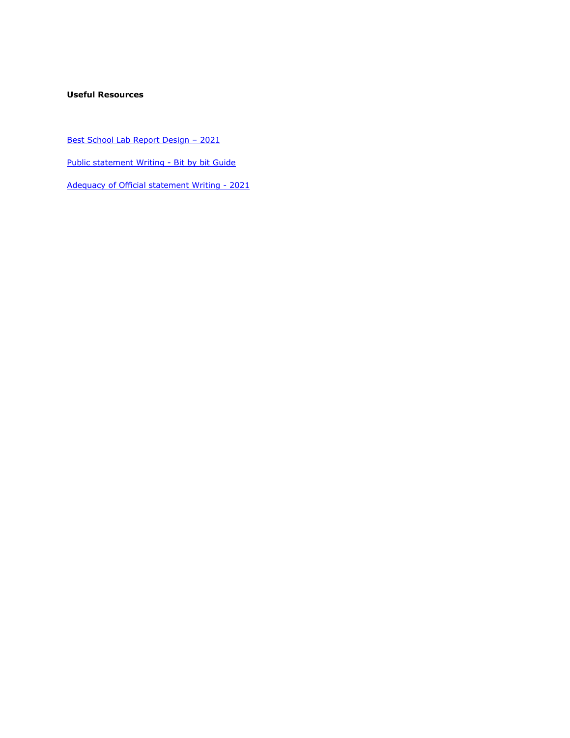**Useful Resources**

Best School Lab Report Design – 2021

Public statement Writing - Bit by bit Guide

Adequacy of Official statement Writing - 2021